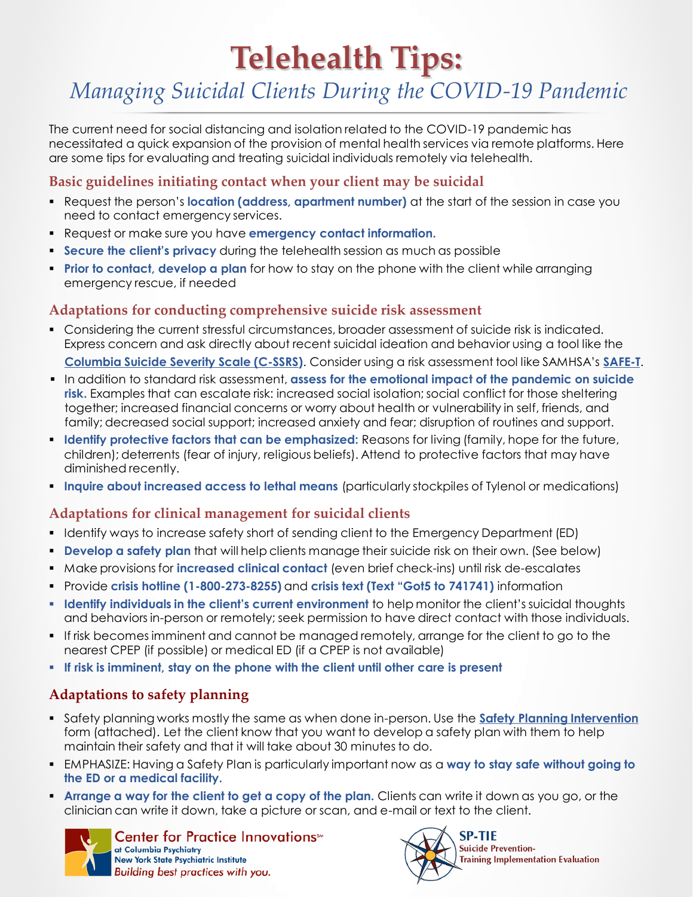# Telehealth Tips:

## *Managing Suicidal Clients During the COVID-19 Pandemic*

The current need for social distancing and isolation related to the COVID-19 pandemic has necessitated a quick expansion of the provision of mental health services via remote platforms. Here are some tips for evaluating and treating suicidal individuals remotely via telehealth.

### Basic guidelines initiating contact when your client may be suicidal

- Request the person's **location (address, apartment number)** at the start of the session in case you need to contact emergency services.
- Request or make sure you have **emergency contact information.**
- **Secure the client's privacy** during the telehealth session as much as possible
- **Prior to contact, develop a plan** for how to stay on the phone with the client while arranging emergency rescue, if needed

### Adaptations for conducting comprehensive suicide risk assessment

- Considering the current stressful circumstances, broader assessment of suicide risk is indicated. Express concern and ask directly about recent suicidal ideation and behavior using a tool like the **Columbia Suicide Severity Scale (C-SSRS)**. Consider using a risk assessment tool like SAMHSA's **SAFE-T**.
- In addition to standard risk assessment, **assess for the emotional impact of the pandemic on suicide risk.** Examples that can escalate risk: increased social isolation; social conflict for those sheltering together; increased financial concerns or worry about health or vulnerability in self, friends, and family; decreased social support; increased anxiety and fear; disruption of routines and support.
- **Identify protective factors that can be emphasized:** Reasons for living (family, hope for the future, children); deterrents (fear of injury, religious beliefs). Attend to protective factors that may have diminished recently.
- **Inquire about increased access to lethal means** (particularly stockpiles of Tylenol or medications)

### Adaptations for clinical management for suicidal clients

- Identify ways to increase safety short of sending client to the Emergency Department (ED)
- **Develop a safety plan** that will help clients manage their suicide risk on their own. (See below)
- Make provisions for **increased clinical contact** (even brief check-ins) until risk de-escalates
- Provide **crisis hotline (1-800-273-8255)** and **crisis text (Text "Got5 to 741741)** information
- **Identify individuals in the client's current environment** to help monitor the client's suicidal thoughts and behaviors in-person or remotely; seek permission to have direct contact with those individuals.
- If risk becomes imminent and cannot be managed remotely, arrange for the client to go to the nearest CPEP (if possible) or medical ED (if a CPEP is not available)
- **If risk is imminent, stay on the phone with the client until other care is present**

### Adaptations to safety planning

- Safety planning works mostly the same as when done in-person. Use the **Safety Planning Intervention** form (attached). Let the client know that you want to develop a safety plan with them to help maintain their safety and that it will take about 30 minutes to do.
- EMPHASIZE: Having a Safety Plan is particularly important now as a **way to stay safe without going to the ED or a medical facility.**
- **Arrange a way for the client to get a copy of the plan.** Clients can write it down as you go, or the clinician can write it down, take a picture or scan, and e-mail or text to the client.

Center for Practice Innovations℠ at Columbia Psychiatry, New York State Psychiatric Institute — *Building best practices with you.*

SP-TIE — Suicide Prevention-Training Implementation Evaluation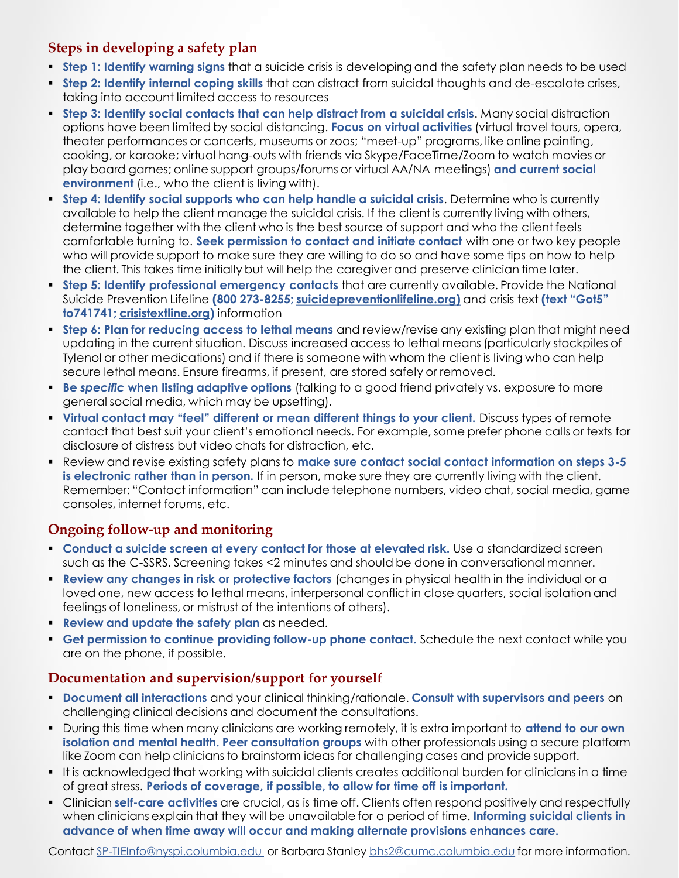## Steps in developing a safety plan

- **Step 1: Identify warning signs** that a suicide crisis is developing and the safety plan needs to be used
- **Step 2: Identify internal coping skills** that can distract from suicidal thoughts and de-escalate crises, taking into account limited access to resources
- **Step 3: Identify social contacts that can help distract from a suicidal crisis**. Many social distraction options have been limited by social distancing. **Focus on virtual activities** (virtual travel tours, opera, theater performances or concerts, museums or zoos; "meet-up" programs, like online painting, cooking, or karaoke; virtual hang-outs with friends via Skype/FaceTime/Zoom to watch movies or play board games; online support groups/forums or virtual AA/NA meetings) **and current social environment** (i.e., who the client is living with).
- **Step 4: Identify social supports who can help handle a suicidal crisis**. Determine who is currently available to help the client manage the suicidal crisis. If the client is currently living with others, determine together with the client who is the best source of support and who the client feels comfortable turning to. **Seek permission to contact and initiate contact** with one or two key people who will provide support to make sure they are willing to do so and have some tips on how to help the client. This takes time initially but will help the caregiver and preserve clinician time later.
- **Step 5: Identify professional emergency contacts** that are currently available. Provide the National Suicide Prevention Lifeline **(800 273-8255; suicidepreventionlifeline.org)** and crisis text **(text "Got5" to741741; crisistextline.org)** information
- **Step 6: Plan for reducing access to lethal means** and review/revise any existing plan that might need updating in the current situation. Discuss increased access to lethal means (particularly stockpiles of Tylenol or other medications) and if there is someone with whom the client is living who can help secure lethal means. Ensure firearms, if present, are stored safely or removed.
- **Be *specific* when listing adaptive options** (talking to a good friend privately vs. exposure to more general social media, which may be upsetting).
- **Virtual contact may "feel" different or mean different things to your client.** Discuss types of remote contact that best suit your client's emotional needs. For example, some prefer phone calls or texts for disclosure of distress but video chats for distraction, etc.
- Review and revise existing safety plans to **make sure contact social contact information on steps 3-5 is electronic rather than in person.** If in person, make sure they are currently living with the client. Remember: "Contact information" can include telephone numbers, video chat, social media, game consoles, internet forums, etc.

## Ongoing follow-up and monitoring

- **Conduct a suicide screen at every contact for those at elevated risk.** Use a standardized screen such as the C-SSRS. Screening takes <2 minutes and should be done in conversational manner.
- **Review any changes in risk or protective factors** (changes in physical health in the individual or a loved one, new access to lethal means, interpersonal conflict in close quarters, social isolation and feelings of loneliness, or mistrust of the intentions of others).
- **Review and update the safety plan** as needed.
- **Get permission to continue providing follow-up phone contact.** Schedule the next contact while you are on the phone, if possible.

## Documentation and supervision/support for yourself

- **Document all interactions** and your clinical thinking/rationale. **Consult with supervisors and peers** on challenging clinical decisions and document the consultations.
- During this time when many clinicians are working remotely, it is extra important to **attend to our own isolation and mental health. Peer consultation groups** with other professionals using a secure platform like Zoom can help clinicians to brainstorm ideas for challenging cases and provide support.
- It is acknowledged that working with suicidal clients creates additional burden for clinicians in a time of great stress. **Periods of coverage, if possible, to allow for time off is important.**
- Clinician **self-care activities** are crucial, as is time off. Clients often respond positively and respectfully when clinicians explain that they will be unavailable for a period of time. **Informing suicidal clients in advance of when time away will occur and making alternate provisions enhances care.**

Contact SP-TIEInfo@nyspi.columbia.edu or Barbara Stanley bhs2@cumc.columbia.edu for more information.